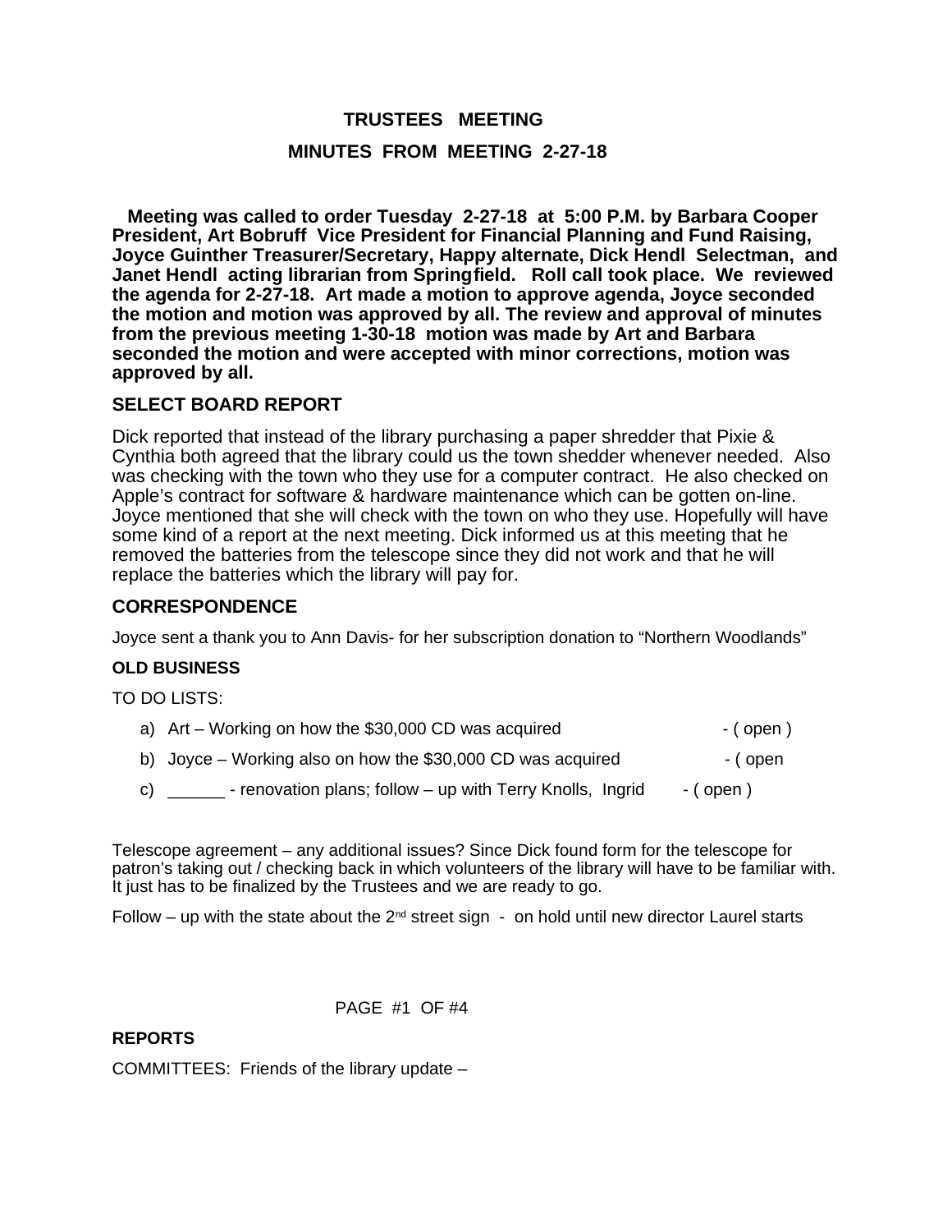# TRUSTEES MEETING

## MINUTES FROM MEETING 2-27-18

**Meeting was called to order Tuesday 2-27-18 at 5:00 P.M. by Barbara Cooper President, Art Bobruff Vice President for Financial Planning and Fund Raising, Joyce Guinther Treasurer/Secretary, Happy alternate, Dick Hendl Selectman, and Janet Hendl acting librarian from Springfield. Roll call took place. We reviewed the agenda for 2-27-18. Art made a motion to approve agenda, Joyce seconded the motion and motion was approved by all. The review and approval of minutes from the previous meeting 1-30-18 motion was made by Art and Barbara seconded the motion and were accepted with minor corrections, motion was approved by all.**

### SELECT BOARD REPORT

Dick reported that instead of the library purchasing a paper shredder that Pixie & Cynthia both agreed that the library could us the town shedder whenever needed. Also was checking with the town who they use for a computer contract. He also checked on Apple's contract for software & hardware maintenance which can be gotten on-line. Joyce mentioned that she will check with the town on who they use. Hopefully will have some kind of a report at the next meeting. Dick informed us at this meeting that he removed the batteries from the telescope since they did not work and that he will replace the batteries which the library will pay for.

### CORRESPONDENCE

Joyce sent a thank you to Ann Davis- for her subscription donation to "Northern Woodlands"

#### OLD BUSINESS

TO DO LISTS:

a) Art – Working on how the $30,000 CD was acquired - ( open )

b) Joyce – Working also on how the $30,000 CD was acquired - ( open

c) ______ - renovation plans; follow – up with Terry Knolls, Ingrid - ( open )

Telescope agreement – any additional issues? Since Dick found form for the telescope for patron's taking out / checking back in which volunteers of the library will have to be familiar with. It just has to be finalized by the Trustees and we are ready to go.

Follow – up with the state about the 2nd street sign - on hold until new director Laurel starts

#### REPORTS

COMMITTEES: Friends of the library update –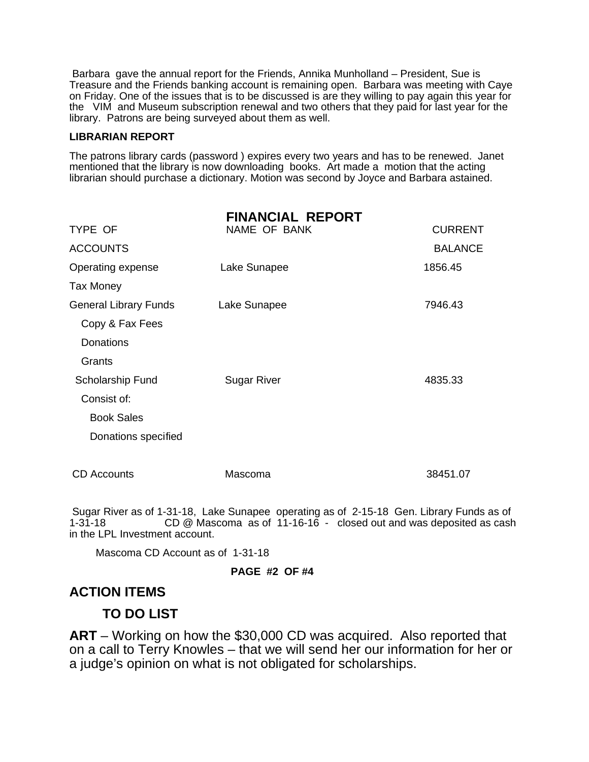Barbara gave the annual report for the Friends, Annika Munholland – President, Sue is Treasure and the Friends banking account is remaining open. Barbara was meeting with Caye on Friday. One of the issues that is to be discussed is are they willing to pay again this year for the VIM and Museum subscription renewal and two others that they paid for last year for the library. Patrons are being surveyed about them as well.

**LIBRARIAN REPORT**

The patrons library cards (password ) expires every two years and has to be renewed. Janet mentioned that the library is now downloading books. Art made a motion that the acting librarian should purchase a dictionary. Motion was second by Joyce and Barbara astained.

## FINANCIAL REPORT

| TYPE OF ACCOUNTS | NAME OF BANK | CURRENT BALANCE |
|---|---|---|
| Operating expense | Lake Sunapee | 1856.45 |
| Tax Money | | |
| General Library Funds | Lake Sunapee | 7946.43 |
| Copy & Fax Fees | | |
| Donations | | |
| Grants | | |
| Scholarship Fund | Sugar River | 4835.33 |
| Consist of: | | |
| Book Sales | | |
| Donations specified | | |
| CD Accounts | Mascoma | 38451.07 |

Sugar River as of 1-31-18, Lake Sunapee operating as of 2-15-18 Gen. Library Funds as of 1-31-18 CD @ Mascoma as of 11-16-16 - closed out and was deposited as cash in the LPL Investment account.

Mascoma CD Account as of 1-31-18

## ACTION ITEMS

### TO DO LIST

**ART** – Working on how the $30,000 CD was acquired. Also reported that on a call to Terry Knowles – that we will send her our information for her or a judge's opinion on what is not obligated for scholarships.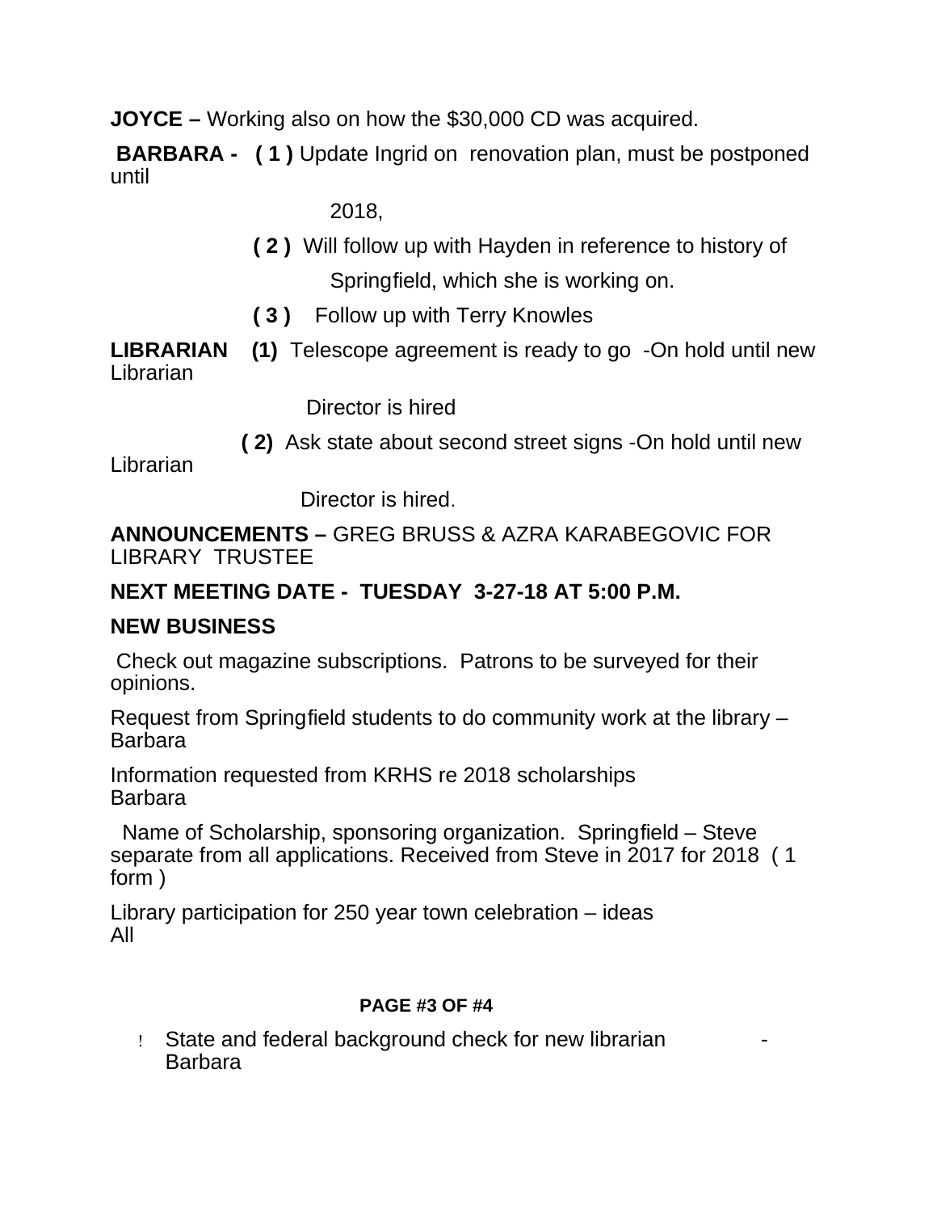**JOYCE –** Working also on how the $30,000 CD was acquired.

**BARBARA - ( 1 )** Update Ingrid on renovation plan, must be postponed until 2018,

**( 2 )** Will follow up with Hayden in reference to history of Springfield, which she is working on.

**( 3 )** Follow up with Terry Knowles

**LIBRARIAN (1)** Telescope agreement is ready to go -On hold until new Librarian Director is hired

**( 2)** Ask state about second street signs -On hold until new Librarian Director is hired.

**ANNOUNCEMENTS –** GREG BRUSS & AZRA KARABEGOVIC FOR LIBRARY TRUSTEE

**NEXT MEETING DATE - TUESDAY 3-27-18 AT 5:00 P.M.**

**NEW BUSINESS**

Check out magazine subscriptions. Patrons to be surveyed for their opinions.

Request from Springfield students to do community work at the library – Barbara

Information requested from KRHS re 2018 scholarships Barbara

Name of Scholarship, sponsoring organization. Springfield – Steve separate from all applications. Received from Steve in 2017 for 2018 ( 1 form )

Library participation for 250 year town celebration – ideas All

- State and federal background check for new librarian - Barbara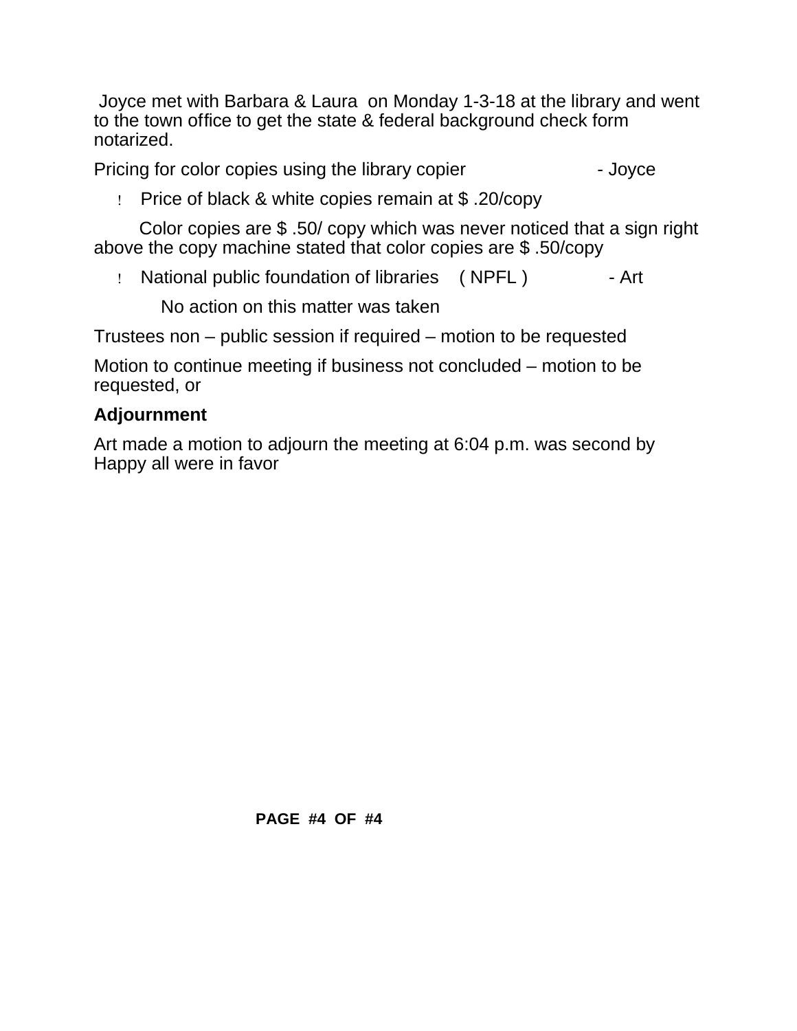Joyce met with Barbara & Laura on Monday 1-3-18 at the library and went to the town office to get the state & federal background check form notarized.

Pricing for color copies using the library copier - Joyce

- Price of black & white copies remain at $ .20/copy

  Color copies are $ .50/ copy which was never noticed that a sign right above the copy machine stated that color copies are $ .50/copy

- National public foundation of libraries ( NPFL ) - Art

  No action on this matter was taken

Trustees non – public session if required – motion to be requested

Motion to continue meeting if business not concluded – motion to be requested, or

**Adjournment**

Art made a motion to adjourn the meeting at 6:04 p.m. was second by Happy all were in favor